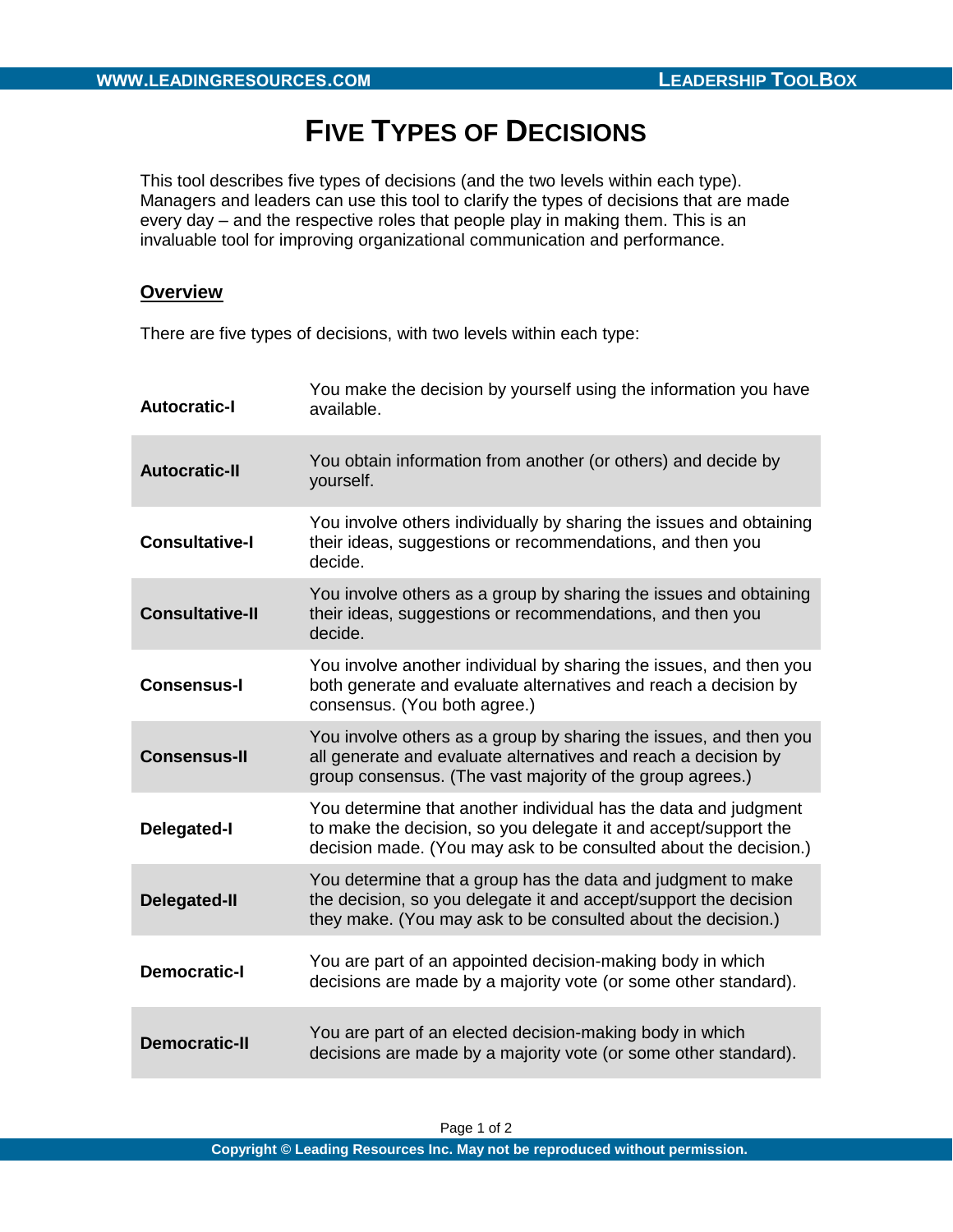# Five Types of Decisions

This tool describes five types of decisions (and the two levels within each type). Managers and leaders can use this tool to clarify the types of decisions that are made every day – and the respective roles that people play in making them. This is an invaluable tool for improving organizational communication and performance.

## Overview

There are five types of decisions, with two levels within each type:

| | |
|---|---|
| **Autocratic-I** | You make the decision by yourself using the information you have available. |
| **Autocratic-II** | You obtain information from another (or others) and decide by yourself. |
| **Consultative-I** | You involve others individually by sharing the issues and obtaining their ideas, suggestions or recommendations, and then you decide. |
| **Consultative-II** | You involve others as a group by sharing the issues and obtaining their ideas, suggestions or recommendations, and then you decide. |
| **Consensus-I** | You involve another individual by sharing the issues, and then you both generate and evaluate alternatives and reach a decision by consensus. (You both agree.) |
| **Consensus-II** | You involve others as a group by sharing the issues, and then you all generate and evaluate alternatives and reach a decision by group consensus. (The vast majority of the group agrees.) |
| **Delegated-I** | You determine that another individual has the data and judgment to make the decision, so you delegate it and accept/support the decision made. (You may ask to be consulted about the decision.) |
| **Delegated-II** | You determine that a group has the data and judgment to make the decision, so you delegate it and accept/support the decision they make. (You may ask to be consulted about the decision.) |
| **Democratic-I** | You are part of an appointed decision-making body in which decisions are made by a majority vote (or some other standard). |
| **Democratic-II** | You are part of an elected decision-making body in which decisions are made by a majority vote (or some other standard). |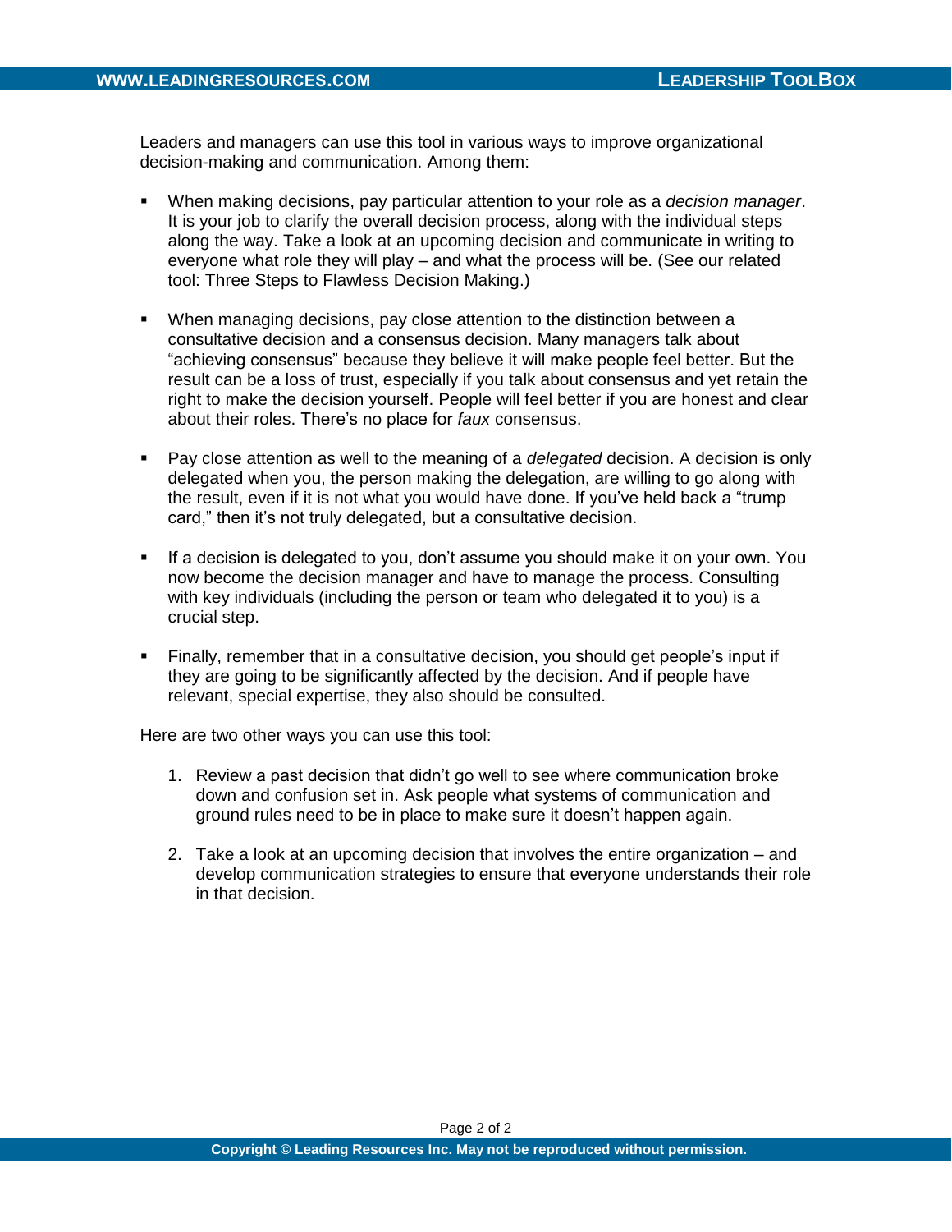Leaders and managers can use this tool in various ways to improve organizational decision-making and communication. Among them:

- When making decisions, pay particular attention to your role as a *decision manager*. It is your job to clarify the overall decision process, along with the individual steps along the way. Take a look at an upcoming decision and communicate in writing to everyone what role they will play – and what the process will be. (See our related tool: Three Steps to Flawless Decision Making.)

- When managing decisions, pay close attention to the distinction between a consultative decision and a consensus decision. Many managers talk about “achieving consensus” because they believe it will make people feel better. But the result can be a loss of trust, especially if you talk about consensus and yet retain the right to make the decision yourself. People will feel better if you are honest and clear about their roles. There’s no place for *faux* consensus.

- Pay close attention as well to the meaning of a *delegated* decision. A decision is only delegated when you, the person making the delegation, are willing to go along with the result, even if it is not what you would have done. If you’ve held back a “trump card,” then it’s not truly delegated, but a consultative decision.

- If a decision is delegated to you, don’t assume you should make it on your own. You now become the decision manager and have to manage the process. Consulting with key individuals (including the person or team who delegated it to you) is a crucial step.

- Finally, remember that in a consultative decision, you should get people’s input if they are going to be significantly affected by the decision. And if people have relevant, special expertise, they also should be consulted.

Here are two other ways you can use this tool:

1. Review a past decision that didn’t go well to see where communication broke down and confusion set in. Ask people what systems of communication and ground rules need to be in place to make sure it doesn’t happen again.

2. Take a look at an upcoming decision that involves the entire organization – and develop communication strategies to ensure that everyone understands their role in that decision.